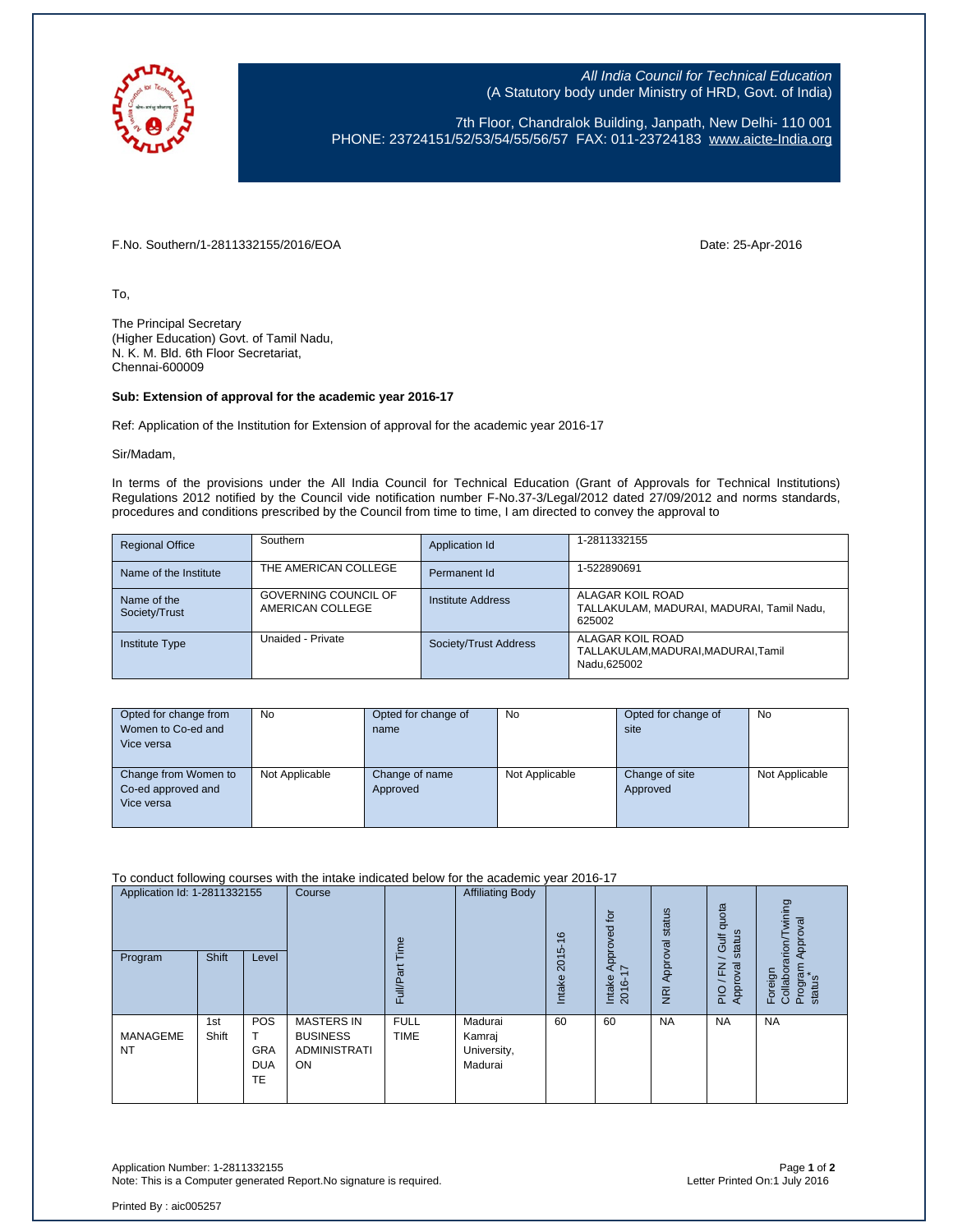All India Council for Technical Education
(A Statutory body under Ministry of HRD, Govt. of India)

7th Floor, Chandralok Building, Janpath, New Delhi- 110 001
PHONE: 23724151/52/53/54/55/56/57 FAX: 011-23724183 www.aicte-India.org

F.No. Southern/1-2811332155/2016/EOA

Date: 25-Apr-2016

To,

The Principal Secretary
(Higher Education) Govt. of Tamil Nadu,
N. K. M. Bld. 6th Floor Secretariat,
Chennai-600009

**Sub: Extension of approval for the academic year 2016-17**

Ref: Application of the Institution for Extension of approval for the academic year 2016-17

Sir/Madam,

In terms of the provisions under the All India Council for Technical Education (Grant of Approvals for Technical Institutions) Regulations 2012 notified by the Council vide notification number F-No.37-3/Legal/2012 dated 27/09/2012 and norms standards, procedures and conditions prescribed by the Council from time to time, I am directed to convey the approval to

| Regional Office | Southern | Application Id | 1-2811332155 |
|---|---|---|---|
| Name of the Institute | THE AMERICAN COLLEGE | Permanent Id | 1-522890691 |
| Name of the Society/Trust | GOVERNING COUNCIL OF AMERICAN COLLEGE | Institute Address | ALAGAR KOIL ROAD TALLAKULAM, MADURAI, MADURAI, Tamil Nadu, 625002 |
| Institute Type | Unaided - Private | Society/Trust Address | ALAGAR KOIL ROAD TALLAKULAM,MADURAI,MADURAI,Tamil Nadu,625002 |

| Opted for change from Women to Co-ed and Vice versa | No | Opted for change of name | No | Opted for change of site | No |
|---|---|---|---|---|---|
| Change from Women to Co-ed approved and Vice versa | Not Applicable | Change of name Approved | Not Applicable | Change of site Approved | Not Applicable |

To conduct following courses with the intake indicated below for the academic year 2016-17

| Application Id: 1-2811332155 | | | Course | Full/Part Time | Affiliating Body | Intake 2015-16 | Intake Approved for 2016-17 | NRI Approval status | PIO / FN / Gulf quota Approval status | Foreign Collaboration/Twining Program Approval status* |
|---|---|---|---|---|---|---|---|---|---|---|
| Program | Shift | Level | | | | | | | | |
| MANAGEMENT | 1st Shift | POST GRADUATE | MASTERS IN BUSINESS ADMINISTRATION | FULL TIME | Madurai Kamraj University, Madurai | 60 | 60 | NA | NA | NA |

Application Number: 1-2811332155
Note: This is a Computer generated Report.No signature is required.

Letter Printed On:1 July 2016

Printed By : aic005257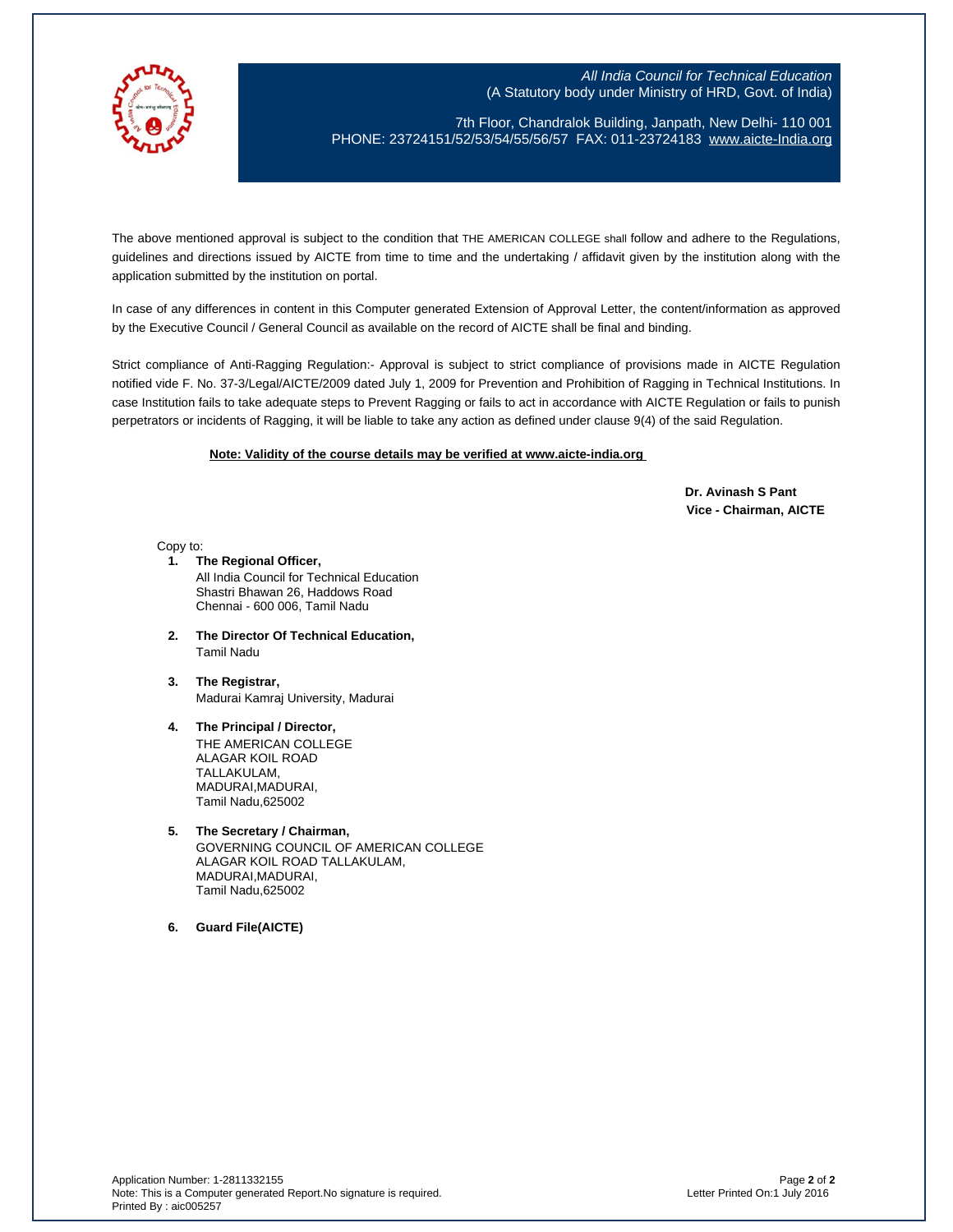*All India Council for Technical Education*
(A Statutory body under Ministry of HRD, Govt. of India)

7th Floor, Chandralok Building, Janpath, New Delhi- 110 001
PHONE: 23724151/52/53/54/55/56/57 FAX: 011-23724183 www.aicte-India.org

The above mentioned approval is subject to the condition that THE AMERICAN COLLEGE shall follow and adhere to the Regulations, guidelines and directions issued by AICTE from time to time and the undertaking / affidavit given by the institution along with the application submitted by the institution on portal.

In case of any differences in content in this Computer generated Extension of Approval Letter, the content/information as approved by the Executive Council / General Council as available on the record of AICTE shall be final and binding.

Strict compliance of Anti-Ragging Regulation:- Approval is subject to strict compliance of provisions made in AICTE Regulation notified vide F. No. 37-3/Legal/AICTE/2009 dated July 1, 2009 for Prevention and Prohibition of Ragging in Technical Institutions. In case Institution fails to take adequate steps to Prevent Ragging or fails to act in accordance with AICTE Regulation or fails to punish perpetrators or incidents of Ragging, it will be liable to take any action as defined under clause 9(4) of the said Regulation.

**Note: Validity of the course details may be verified at www.aicte-india.org**

**Dr. Avinash S Pant**
**Vice - Chairman, AICTE**

Copy to:

1. **The Regional Officer,**
   All India Council for Technical Education
   Shastri Bhawan 26, Haddows Road
   Chennai - 600 006, Tamil Nadu

2. **The Director Of Technical Education,**
   Tamil Nadu

3. **The Registrar,**
   Madurai Kamraj University, Madurai

4. **The Principal / Director,**
   THE AMERICAN COLLEGE
   ALAGAR KOIL ROAD
   TALLAKULAM,
   MADURAI,MADURAI,
   Tamil Nadu,625002

5. **The Secretary / Chairman,**
   GOVERNING COUNCIL OF AMERICAN COLLEGE
   ALAGAR KOIL ROAD TALLAKULAM,
   MADURAI,MADURAI,
   Tamil Nadu,625002

6. **Guard File(AICTE)**

Application Number: 1-2811332155
Note: This is a Computer generated Report.No signature is required.
Printed By : aic005257

Letter Printed On:1 July 2016